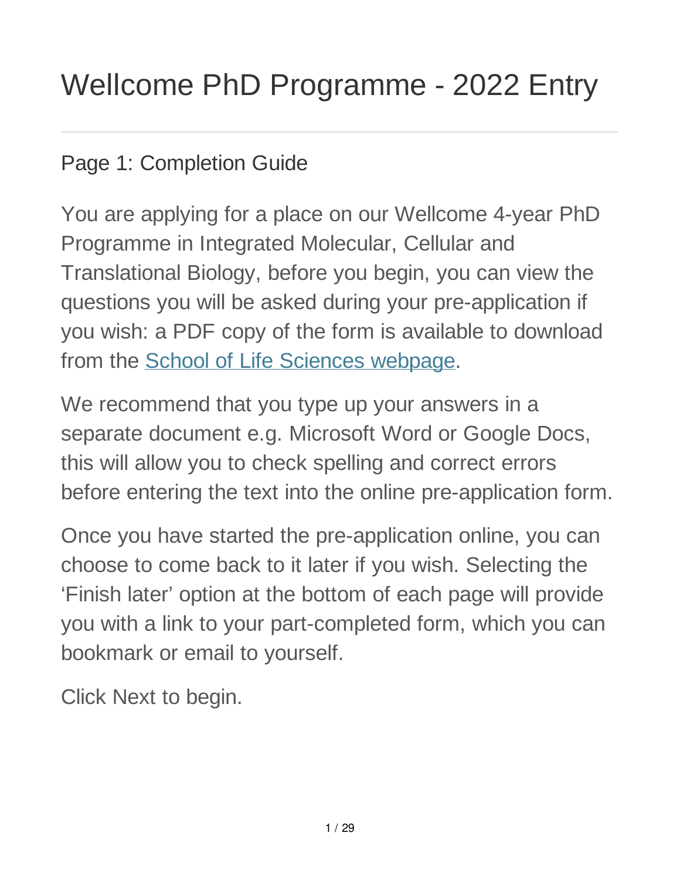# Wellcome PhD Programme - 2022 Entry

## Page 1: Completion Guide

You are applying for a place on our Wellcome 4-year PhD Programme in Integrated Molecular, Cellular and Translational Biology, before you begin, you can view the questions you will be asked during your pre-application if you wish: a PDF copy of the form is available to download from the School of Life Sciences webpage.

We recommend that you type up your answers in a separate document e.g. Microsoft Word or Google Docs, this will allow you to check spelling and correct errors before entering the text into the online pre-application form.

Once you have started the pre-application online, you can choose to come back to it later if you wish. Selecting the 'Finish later' option at the bottom of each page will provide you with a link to your part-completed form, which you can bookmark or email to yourself.

Click Next to begin.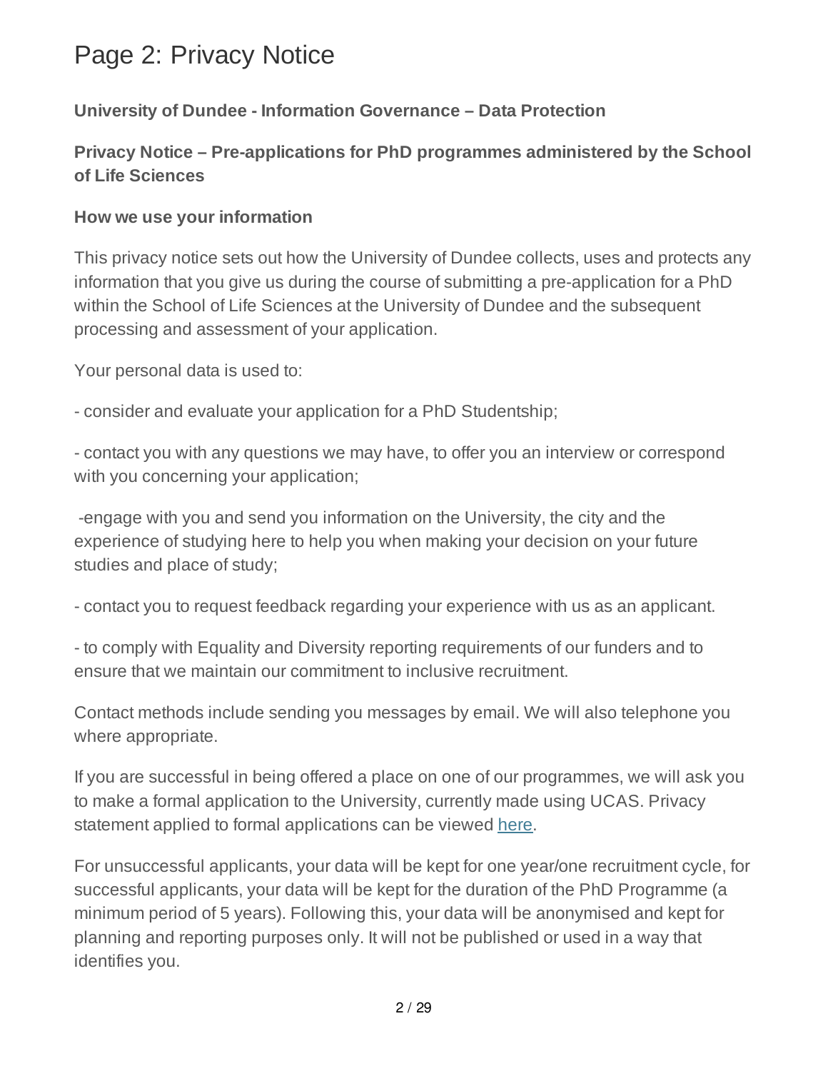# Page 2: Privacy Notice

**University of Dundee - Information Governance – Data Protection**

**Privacy Notice – Pre-applications for PhD programmes administered by the School of Life Sciences**

**How we use your information**

This privacy notice sets out how the University of Dundee collects, uses and protects any information that you give us during the course of submitting a pre-application for a PhD within the School of Life Sciences at the University of Dundee and the subsequent processing and assessment of your application.

Your personal data is used to:

- consider and evaluate your application for a PhD Studentship;

- contact you with any questions we may have, to offer you an interview or correspond with you concerning your application;

-engage with you and send you information on the University, the city and the experience of studying here to help you when making your decision on your future studies and place of study;

- contact you to request feedback regarding your experience with us as an applicant.

- to comply with Equality and Diversity reporting requirements of our funders and to ensure that we maintain our commitment to inclusive recruitment.

Contact methods include sending you messages by email. We will also telephone you where appropriate.

If you are successful in being offered a place on one of our programmes, we will ask you to make a formal application to the University, currently made using UCAS. Privacy statement applied to formal applications can be viewed here.

For unsuccessful applicants, your data will be kept for one year/one recruitment cycle, for successful applicants, your data will be kept for the duration of the PhD Programme (a minimum period of 5 years). Following this, your data will be anonymised and kept for planning and reporting purposes only. It will not be published or used in a way that identifies you.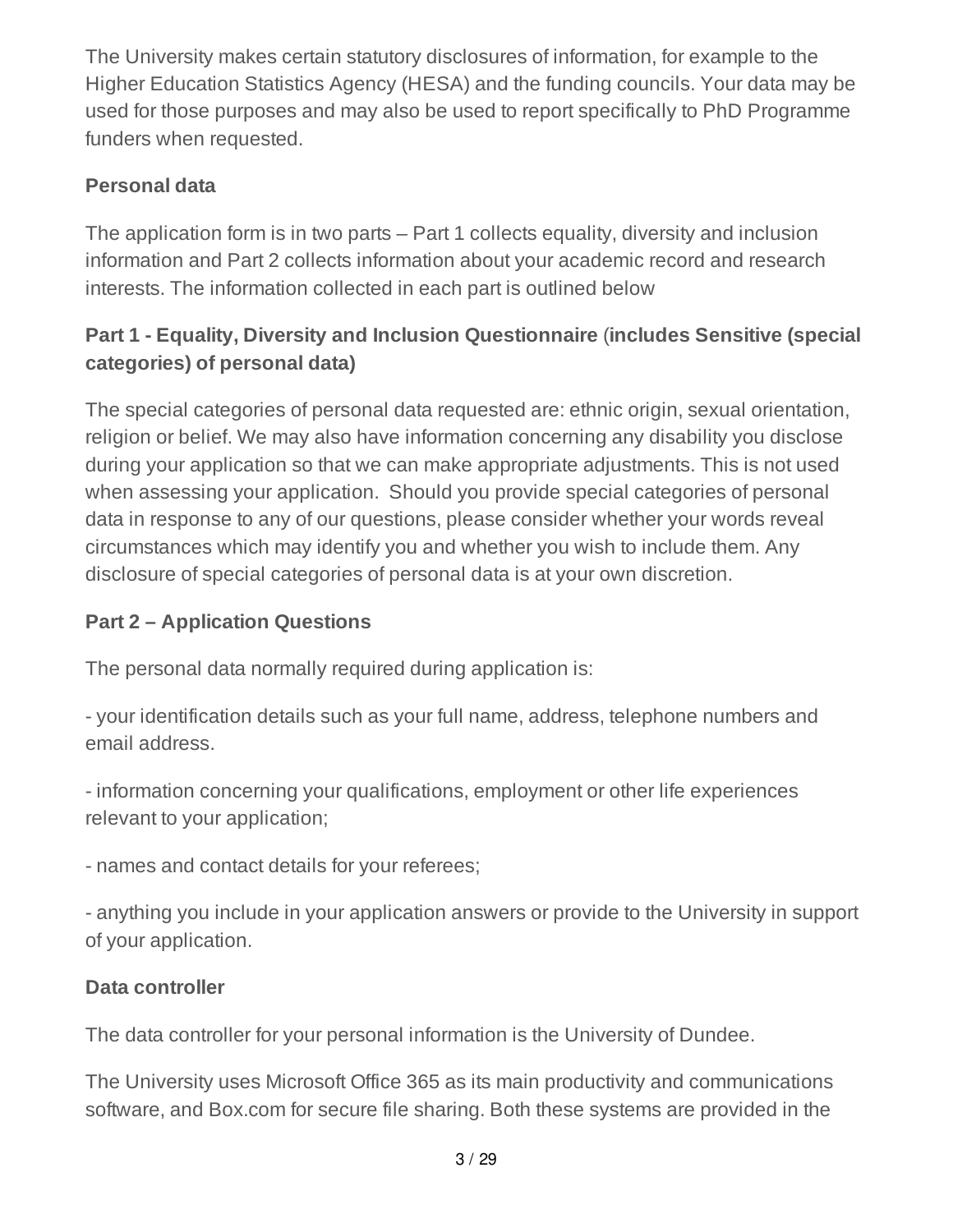The University makes certain statutory disclosures of information, for example to the Higher Education Statistics Agency (HESA) and the funding councils. Your data may be used for those purposes and may also be used to report specifically to PhD Programme funders when requested.

### Personal data

The application form is in two parts – Part 1 collects equality, diversity and inclusion information and Part 2 collects information about your academic record and research interests. The information collected in each part is outlined below

### Part 1 - Equality, Diversity and Inclusion Questionnaire (includes Sensitive (special categories) of personal data)

The special categories of personal data requested are: ethnic origin, sexual orientation, religion or belief. We may also have information concerning any disability you disclose during your application so that we can make appropriate adjustments. This is not used when assessing your application. Should you provide special categories of personal data in response to any of our questions, please consider whether your words reveal circumstances which may identify you and whether you wish to include them. Any disclosure of special categories of personal data is at your own discretion.

### Part 2 – Application Questions

The personal data normally required during application is:

- your identification details such as your full name, address, telephone numbers and email address.

- information concerning your qualifications, employment or other life experiences relevant to your application;

- names and contact details for your referees;

- anything you include in your application answers or provide to the University in support of your application.

### Data controller

The data controller for your personal information is the University of Dundee.

The University uses Microsoft Office 365 as its main productivity and communications software, and Box.com for secure file sharing. Both these systems are provided in the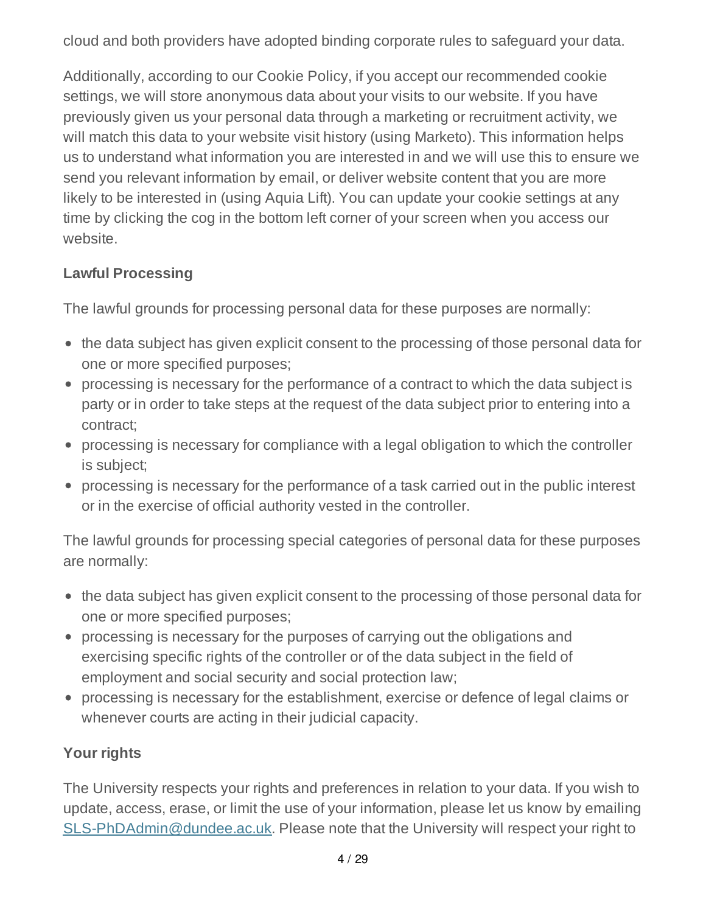cloud and both providers have adopted binding corporate rules to safeguard your data.

Additionally, according to our Cookie Policy, if you accept our recommended cookie settings, we will store anonymous data about your visits to our website. If you have previously given us your personal data through a marketing or recruitment activity, we will match this data to your website visit history (using Marketo). This information helps us to understand what information you are interested in and we will use this to ensure we send you relevant information by email, or deliver website content that you are more likely to be interested in (using Aquia Lift). You can update your cookie settings at any time by clicking the cog in the bottom left corner of your screen when you access our website.

**Lawful Processing**

The lawful grounds for processing personal data for these purposes are normally:

- the data subject has given explicit consent to the processing of those personal data for one or more specified purposes;
- processing is necessary for the performance of a contract to which the data subject is party or in order to take steps at the request of the data subject prior to entering into a contract;
- processing is necessary for compliance with a legal obligation to which the controller is subject;
- processing is necessary for the performance of a task carried out in the public interest or in the exercise of official authority vested in the controller.

The lawful grounds for processing special categories of personal data for these purposes are normally:

- the data subject has given explicit consent to the processing of those personal data for one or more specified purposes;
- processing is necessary for the purposes of carrying out the obligations and exercising specific rights of the controller or of the data subject in the field of employment and social security and social protection law;
- processing is necessary for the establishment, exercise or defence of legal claims or whenever courts are acting in their judicial capacity.

**Your rights**

The University respects your rights and preferences in relation to your data. If you wish to update, access, erase, or limit the use of your information, please let us know by emailing SLS-PhDAdmin@dundee.ac.uk. Please note that the University will respect your right to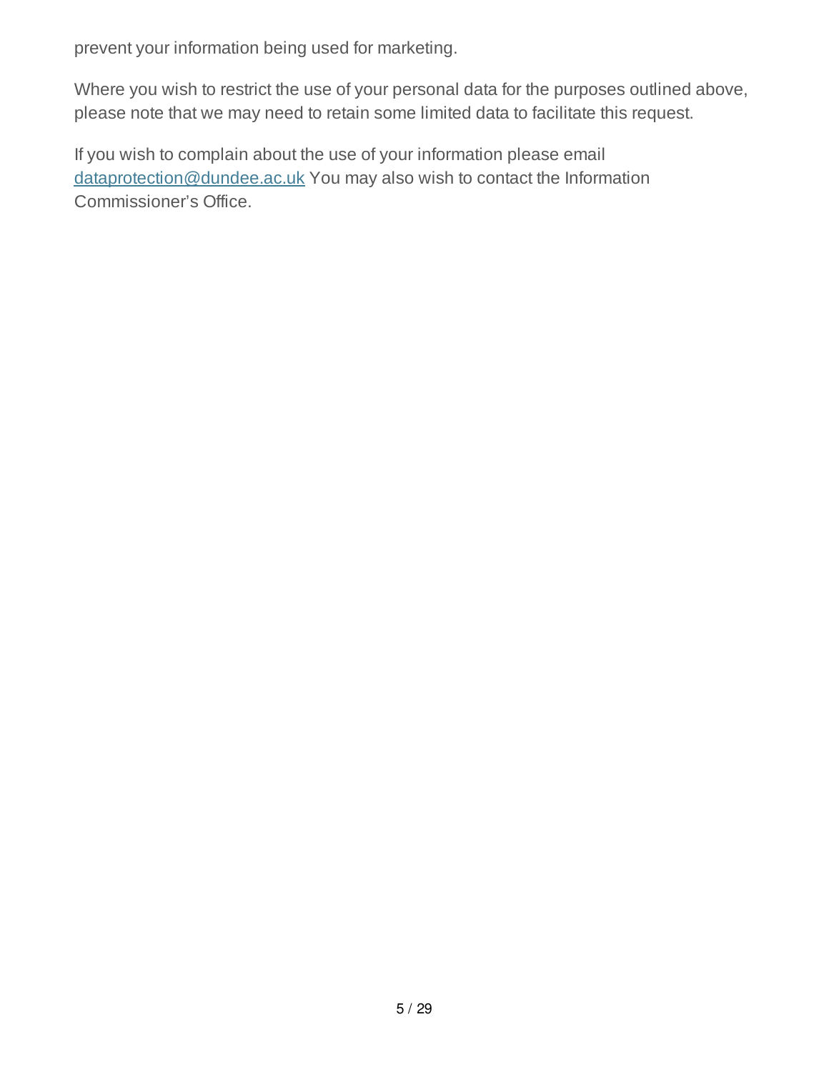prevent your information being used for marketing.

Where you wish to restrict the use of your personal data for the purposes outlined above, please note that we may need to retain some limited data to facilitate this request.

If you wish to complain about the use of your information please email dataprotection@dundee.ac.uk You may also wish to contact the Information Commissioner's Office.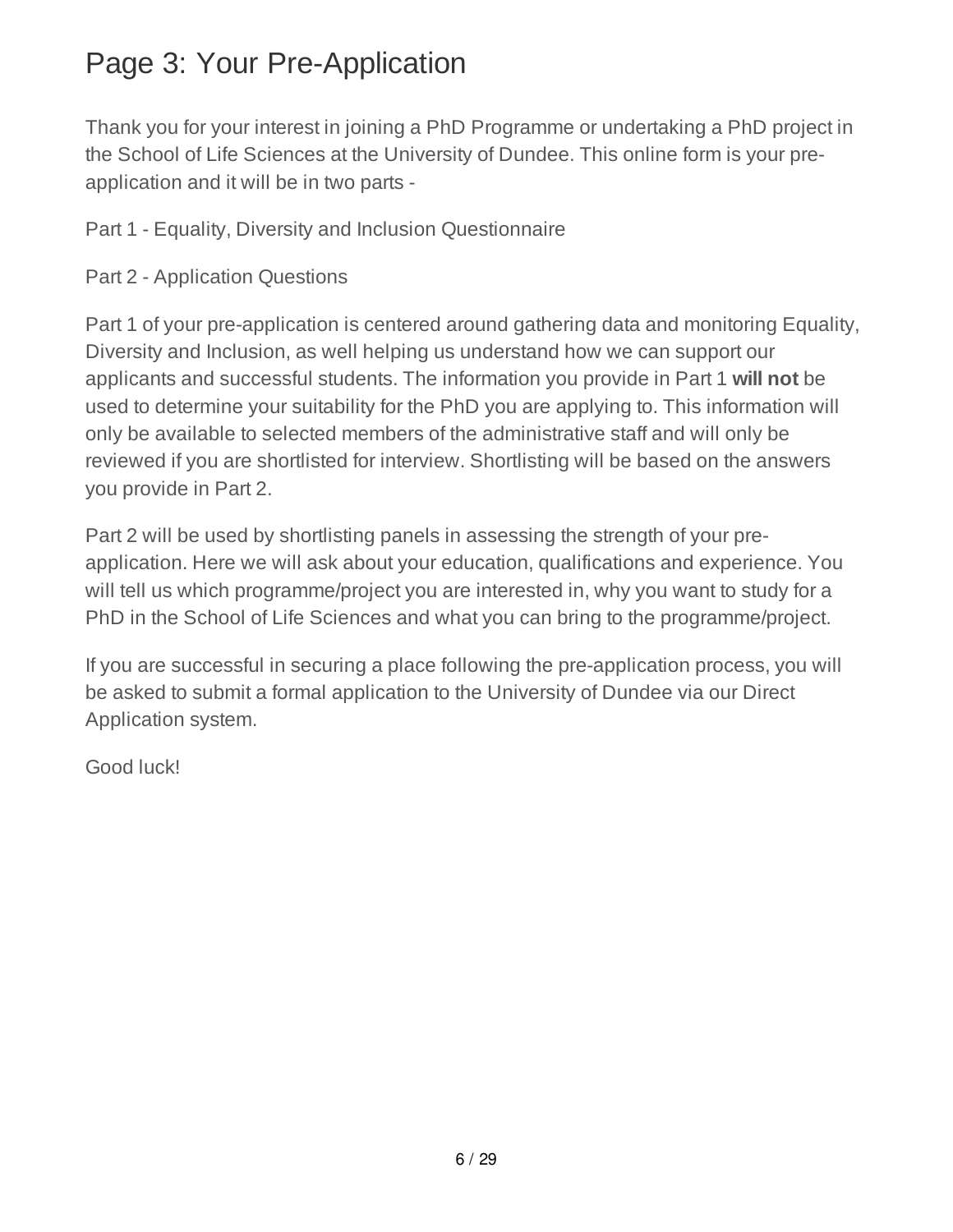# Page 3: Your Pre-Application

Thank you for your interest in joining a PhD Programme or undertaking a PhD project in the School of Life Sciences at the University of Dundee. This online form is your pre-application and it will be in two parts -

Part 1 - Equality, Diversity and Inclusion Questionnaire

Part 2 - Application Questions

Part 1 of your pre-application is centered around gathering data and monitoring Equality, Diversity and Inclusion, as well helping us understand how we can support our applicants and successful students. The information you provide in Part 1 **will not** be used to determine your suitability for the PhD you are applying to. This information will only be available to selected members of the administrative staff and will only be reviewed if you are shortlisted for interview. Shortlisting will be based on the answers you provide in Part 2.

Part 2 will be used by shortlisting panels in assessing the strength of your pre-application. Here we will ask about your education, qualifications and experience. You will tell us which programme/project you are interested in, why you want to study for a PhD in the School of Life Sciences and what you can bring to the programme/project.

If you are successful in securing a place following the pre-application process, you will be asked to submit a formal application to the University of Dundee via our Direct Application system.

Good luck!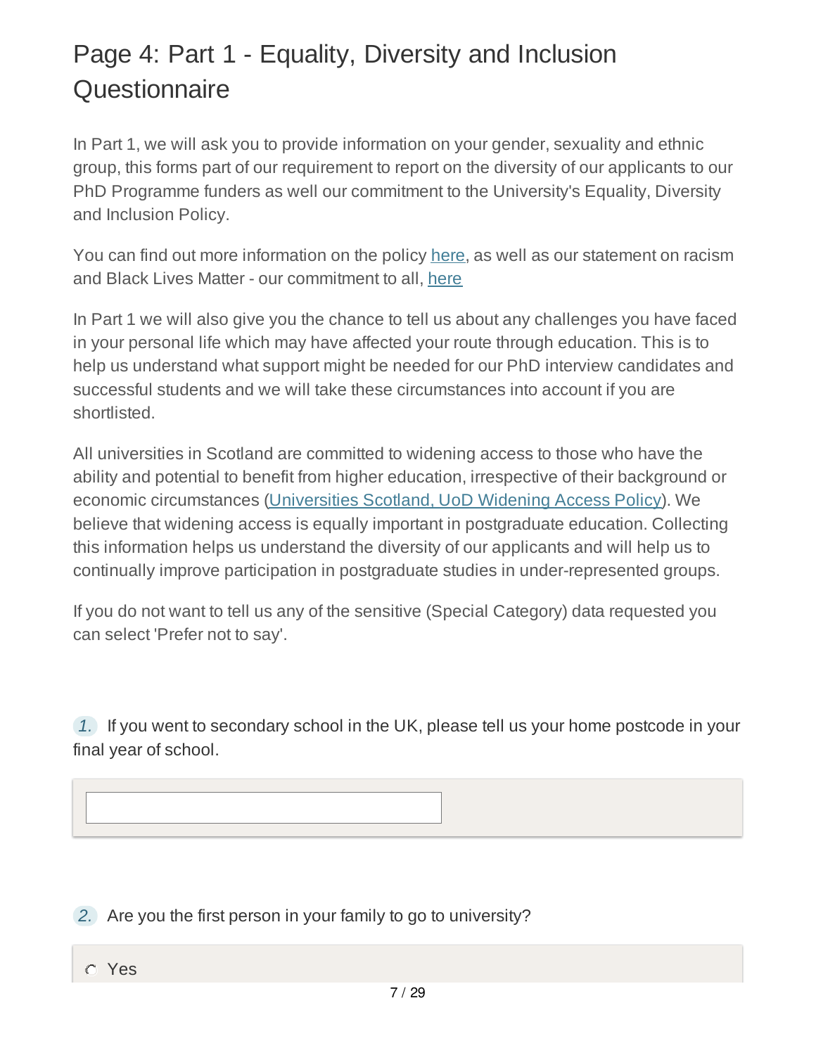# Page 4: Part 1 - Equality, Diversity and Inclusion Questionnaire

In Part 1, we will ask you to provide information on your gender, sexuality and ethnic group, this forms part of our requirement to report on the diversity of our applicants to our PhD Programme funders as well our commitment to the University's Equality, Diversity and Inclusion Policy.

You can find out more information on the policy here, as well as our statement on racism and Black Lives Matter - our commitment to all, here

In Part 1 we will also give you the chance to tell us about any challenges you have faced in your personal life which may have affected your route through education. This is to help us understand what support might be needed for our PhD interview candidates and successful students and we will take these circumstances into account if you are shortlisted.

All universities in Scotland are committed to widening access to those who have the ability and potential to benefit from higher education, irrespective of their background or economic circumstances (Universities Scotland, UoD Widening Access Policy). We believe that widening access is equally important in postgraduate education. Collecting this information helps us understand the diversity of our applicants and will help us to continually improve participation in postgraduate studies in under-represented groups.

If you do not want to tell us any of the sensitive (Special Category) data requested you can select 'Prefer not to say'.

1. If you went to secondary school in the UK, please tell us your home postcode in your final year of school.

2. Are you the first person in your family to go to university?

- Yes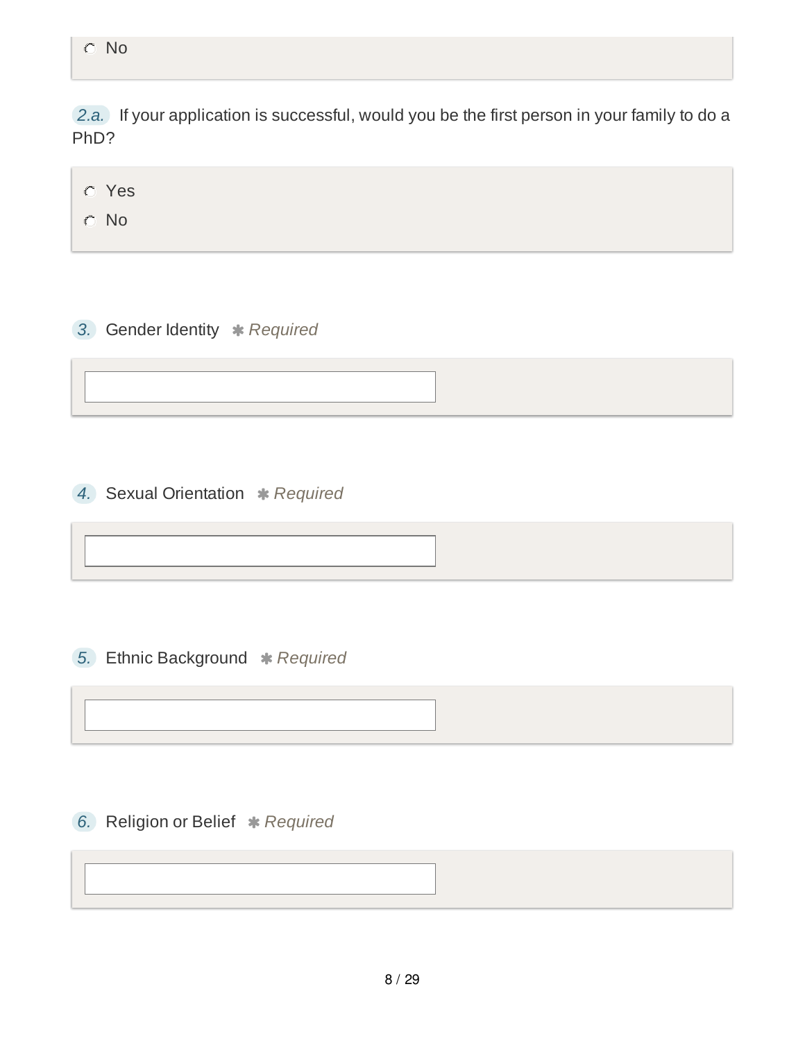- ○ No

2.a. If your application is successful, would you be the first person in your family to do a PhD?

- ○ Yes
- ○ No

3. Gender Identity ✱ *Required*

\_\_\_\_\_\_\_\_\_\_\_\_\_\_\_\_\_\_\_\_

4. Sexual Orientation ✱ *Required*

\_\_\_\_\_\_\_\_\_\_\_\_\_\_\_\_\_\_\_\_

5. Ethnic Background ✱ *Required*

\_\_\_\_\_\_\_\_\_\_\_\_\_\_\_\_\_\_\_\_

6. Religion or Belief ✱ *Required*

\_\_\_\_\_\_\_\_\_\_\_\_\_\_\_\_\_\_\_\_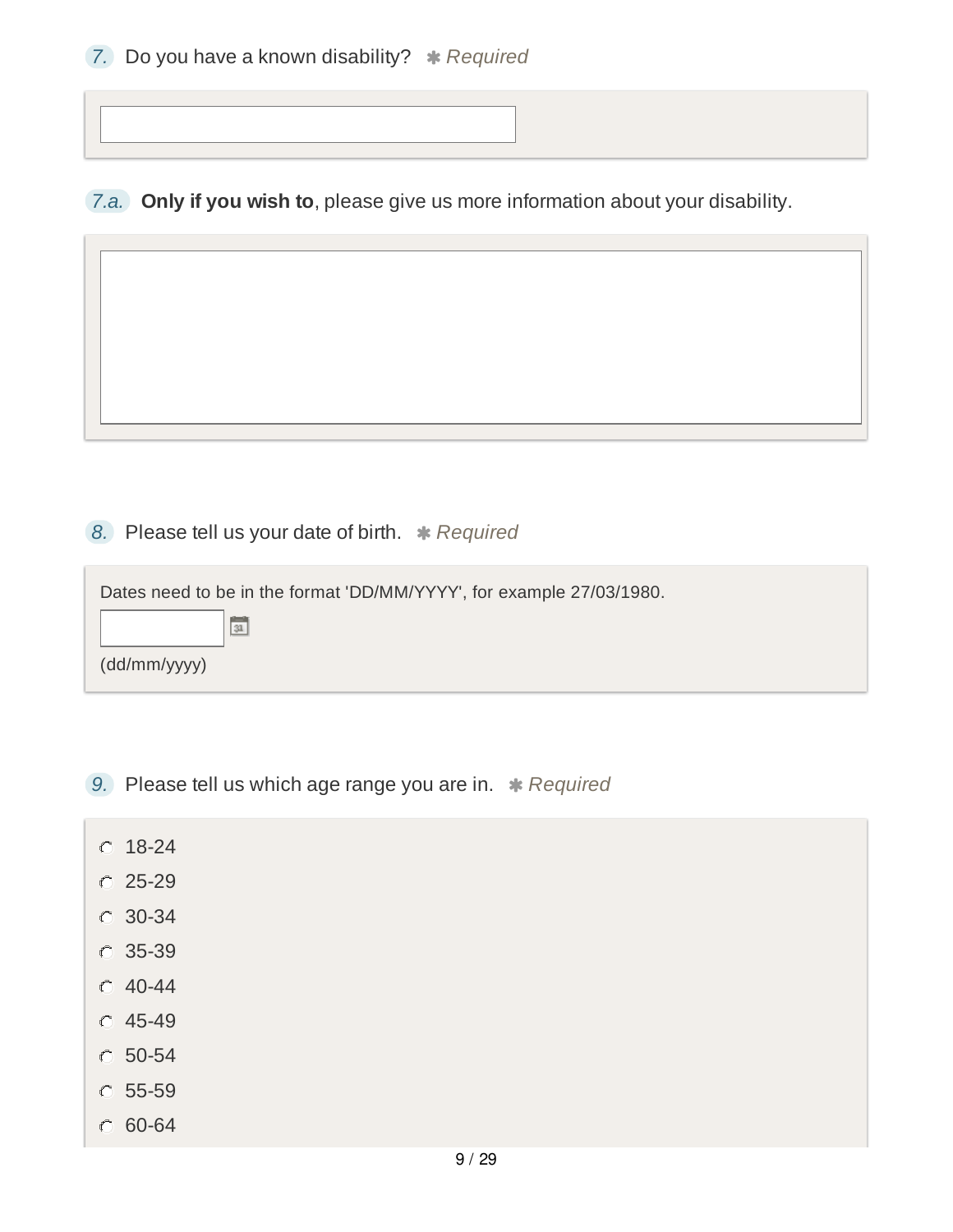7. Do you have a known disability? ✱ *Required*

7.a. **Only if you wish to**, please give us more information about your disability.

8. Please tell us your date of birth. ✱ *Required*

Dates need to be in the format 'DD/MM/YYYY', for example 27/03/1980.

(dd/mm/yyyy)

9. Please tell us which age range you are in. ✱ *Required*

- 18-24
- 25-29
- 30-34
- 35-39
- 40-44
- 45-49
- 50-54
- 55-59
- 60-64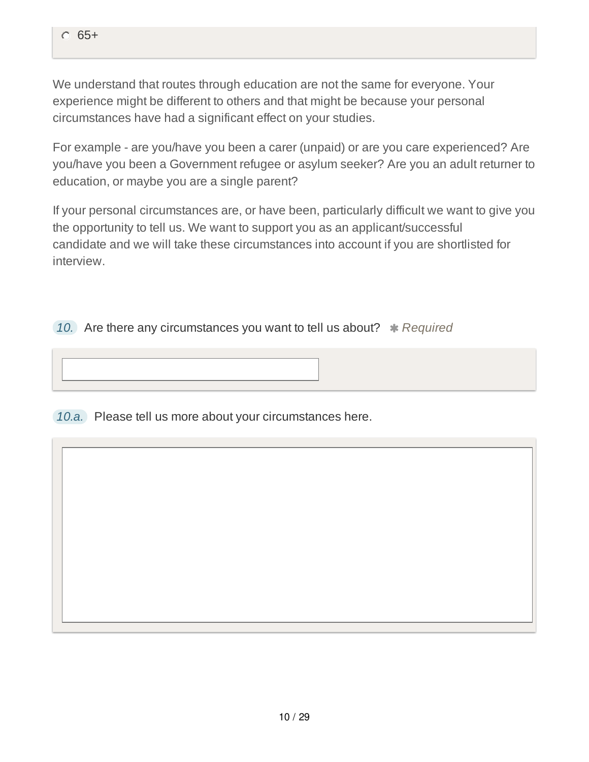- [ ] 65+

We understand that routes through education are not the same for everyone. Your experience might be different to others and that might be because your personal circumstances have had a significant effect on your studies.

For example - are you/have you been a carer (unpaid) or are you care experienced? Are you/have you been a Government refugee or asylum seeker? Are you an adult returner to education, or maybe you are a single parent?

If your personal circumstances are, or have been, particularly difficult we want to give you the opportunity to tell us. We want to support you as an applicant/successful candidate and we will take these circumstances into account if you are shortlisted for interview.

**10.** Are there any circumstances you want to tell us about? ✱ *Required*

**10.a.** Please tell us more about your circumstances here.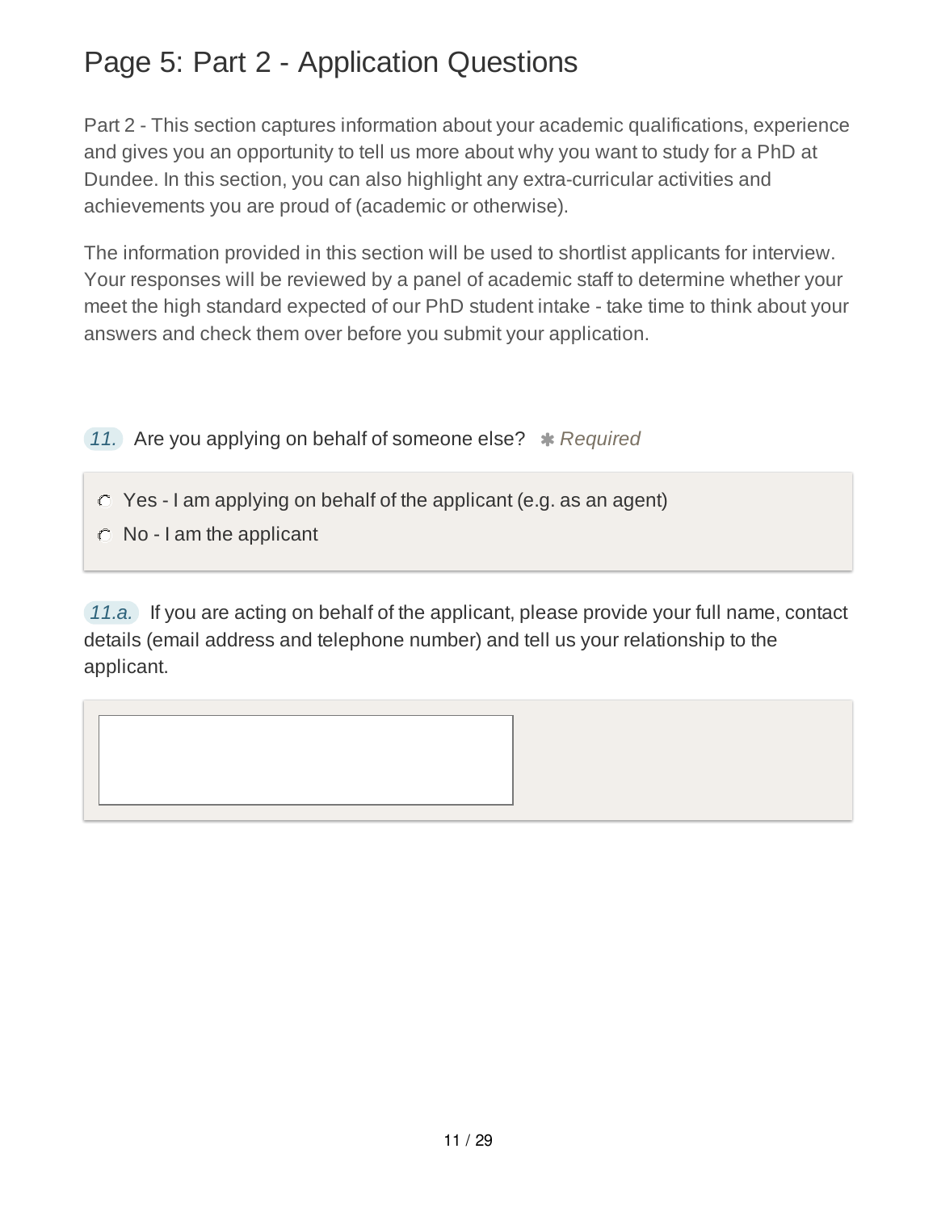# Page 5: Part 2 - Application Questions

Part 2 - This section captures information about your academic qualifications, experience and gives you an opportunity to tell us more about why you want to study for a PhD at Dundee. In this section, you can also highlight any extra-curricular activities and achievements you are proud of (academic or otherwise).

The information provided in this section will be used to shortlist applicants for interview. Your responses will be reviewed by a panel of academic staff to determine whether your meet the high standard expected of our PhD student intake - take time to think about your answers and check them over before you submit your application.

*11.* Are you applying on behalf of someone else? ✱ *Required*

- Yes - I am applying on behalf of the applicant (e.g. as an agent)
- No - I am the applicant

*11.a.* If you are acting on behalf of the applicant, please provide your full name, contact details (email address and telephone number) and tell us your relationship to the applicant.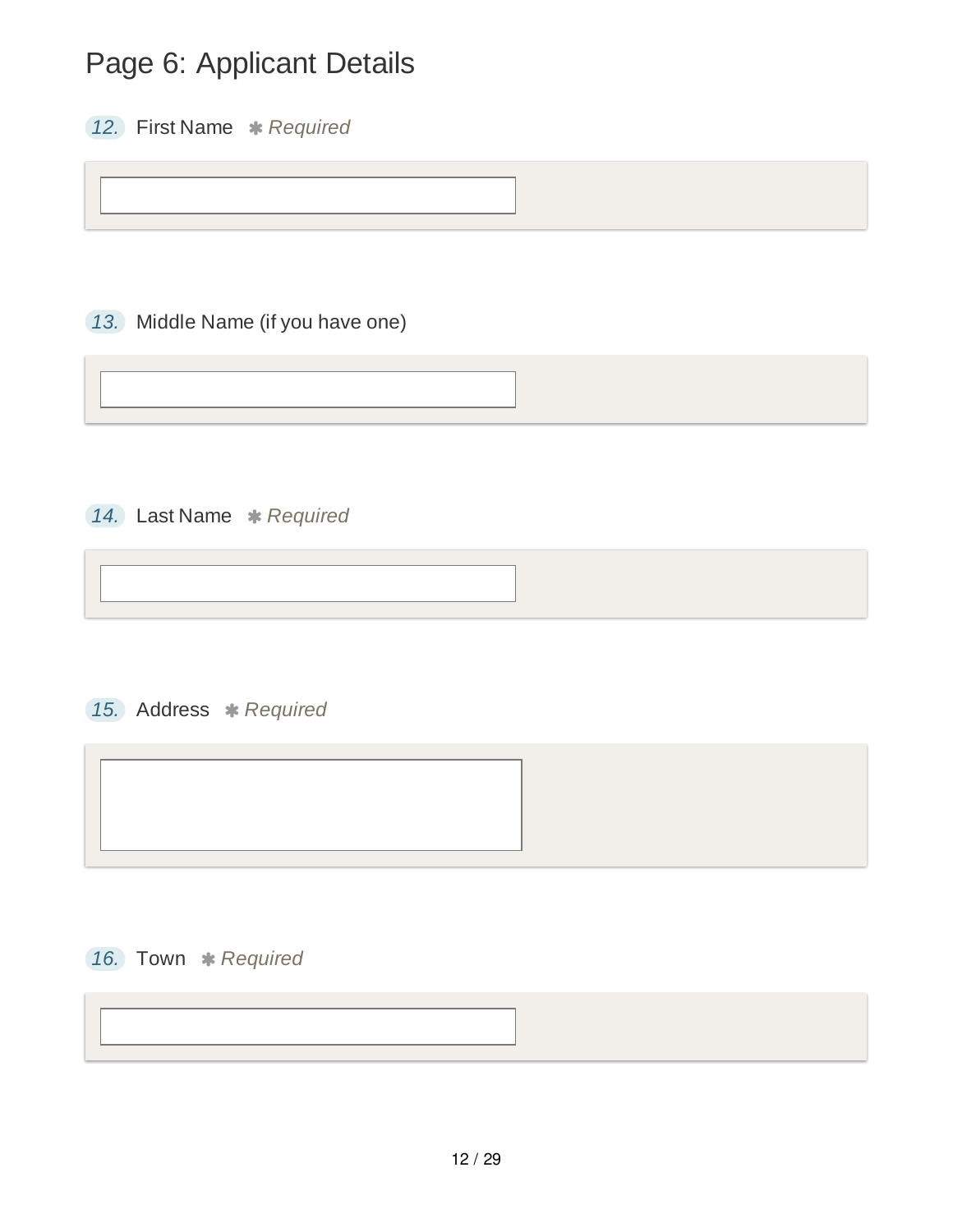## Page 6: Applicant Details

12. First Name ✱ *Required*

13. Middle Name (if you have one)

14. Last Name ✱ *Required*

15. Address ✱ *Required*

16. Town ✱ *Required*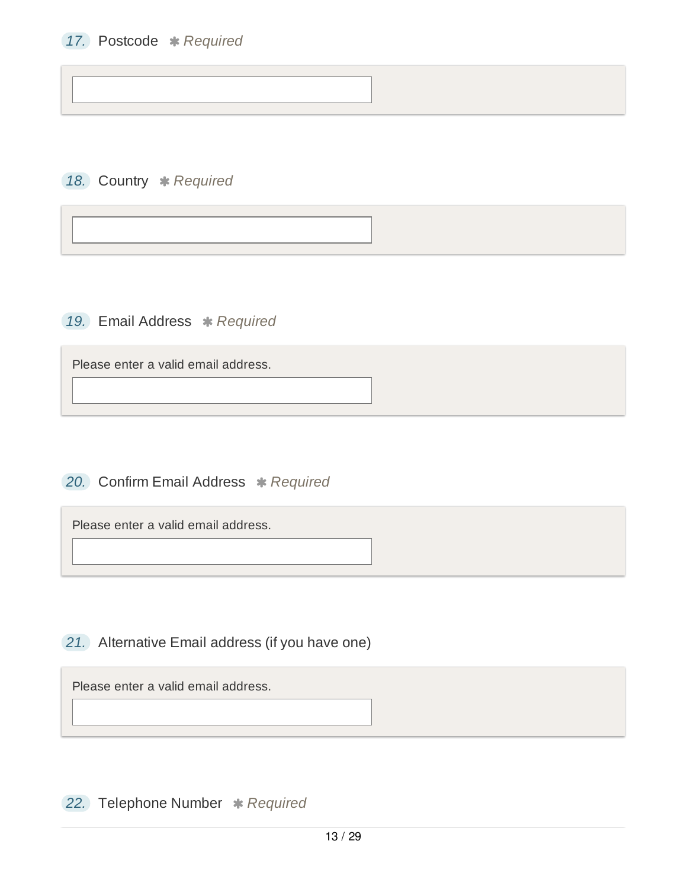17. Postcode * *Required*

18. Country * *Required*

19. Email Address * *Required*

Please enter a valid email address.

20. Confirm Email Address * *Required*

Please enter a valid email address.

21. Alternative Email address (if you have one)

Please enter a valid email address.

22. Telephone Number * *Required*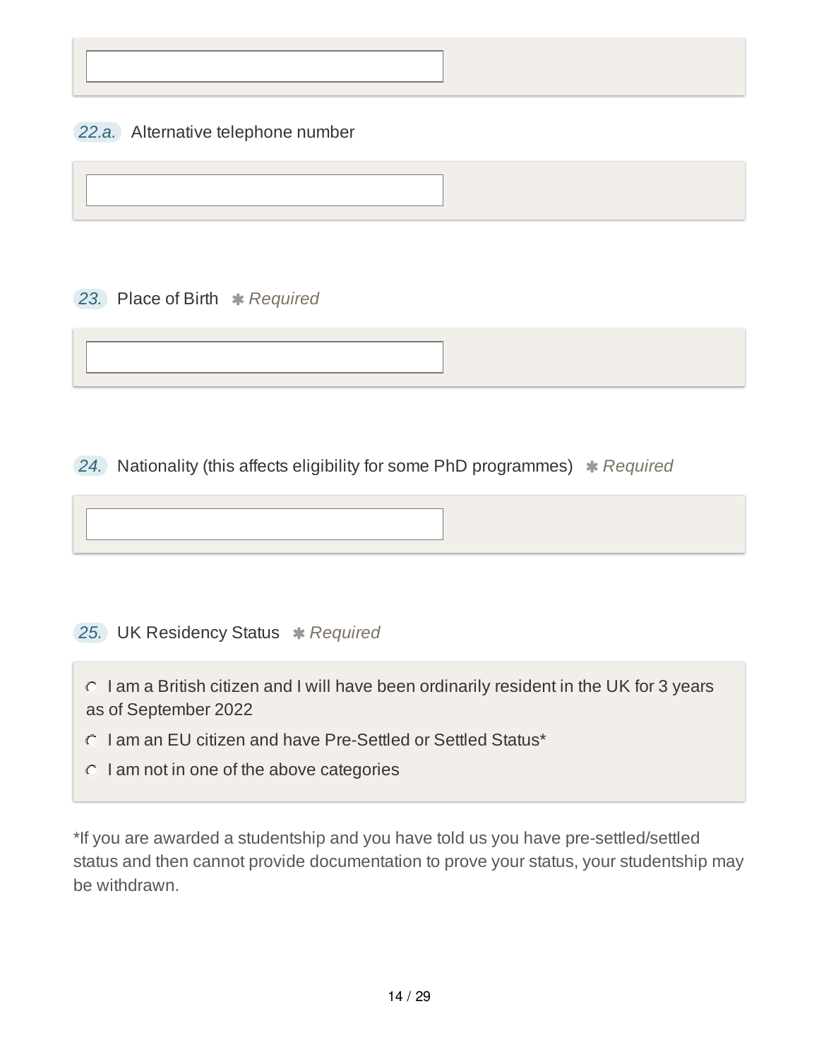22.a. Alternative telephone number

23. Place of Birth *Required

24. Nationality (this affects eligibility for some PhD programmes) *Required

25. UK Residency Status *Required

- ○ I am a British citizen and I will have been ordinarily resident in the UK for 3 years as of September 2022
- ○ I am an EU citizen and have Pre-Settled or Settled Status*
- ○ I am not in one of the above categories

*If you are awarded a studentship and you have told us you have pre-settled/settled status and then cannot provide documentation to prove your status, your studentship may be withdrawn.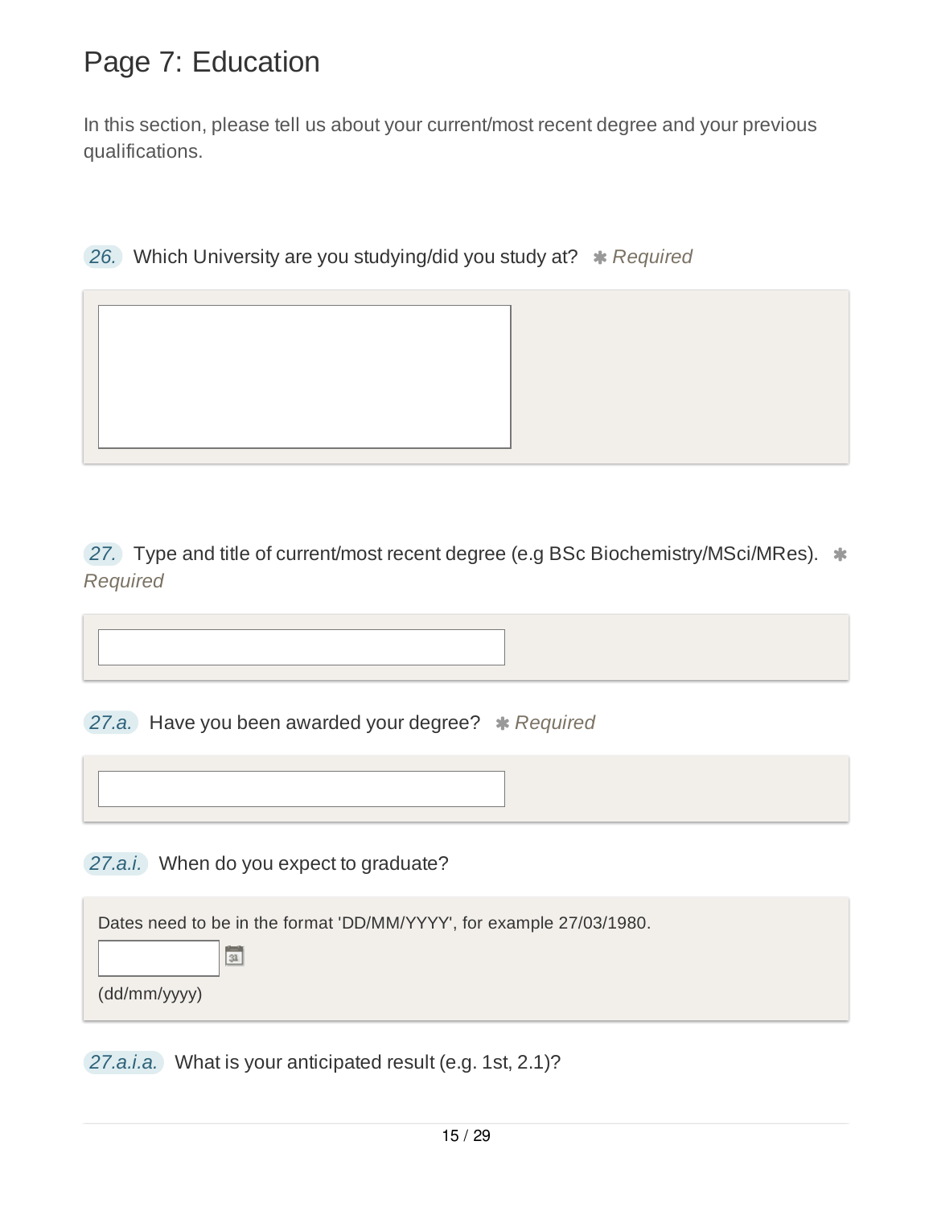# Page 7: Education

In this section, please tell us about your current/most recent degree and your previous qualifications.

*26.* Which University are you studying/did you study at? ✱ *Required*

*27.* Type and title of current/most recent degree (e.g BSc Biochemistry/MSci/MRes). ✱ *Required*

*27.a.* Have you been awarded your degree? ✱ *Required*

*27.a.i.* When do you expect to graduate?

Dates need to be in the format 'DD/MM/YYYY', for example 27/03/1980.

(dd/mm/yyyy)

*27.a.i.a.* What is your anticipated result (e.g. 1st, 2.1)?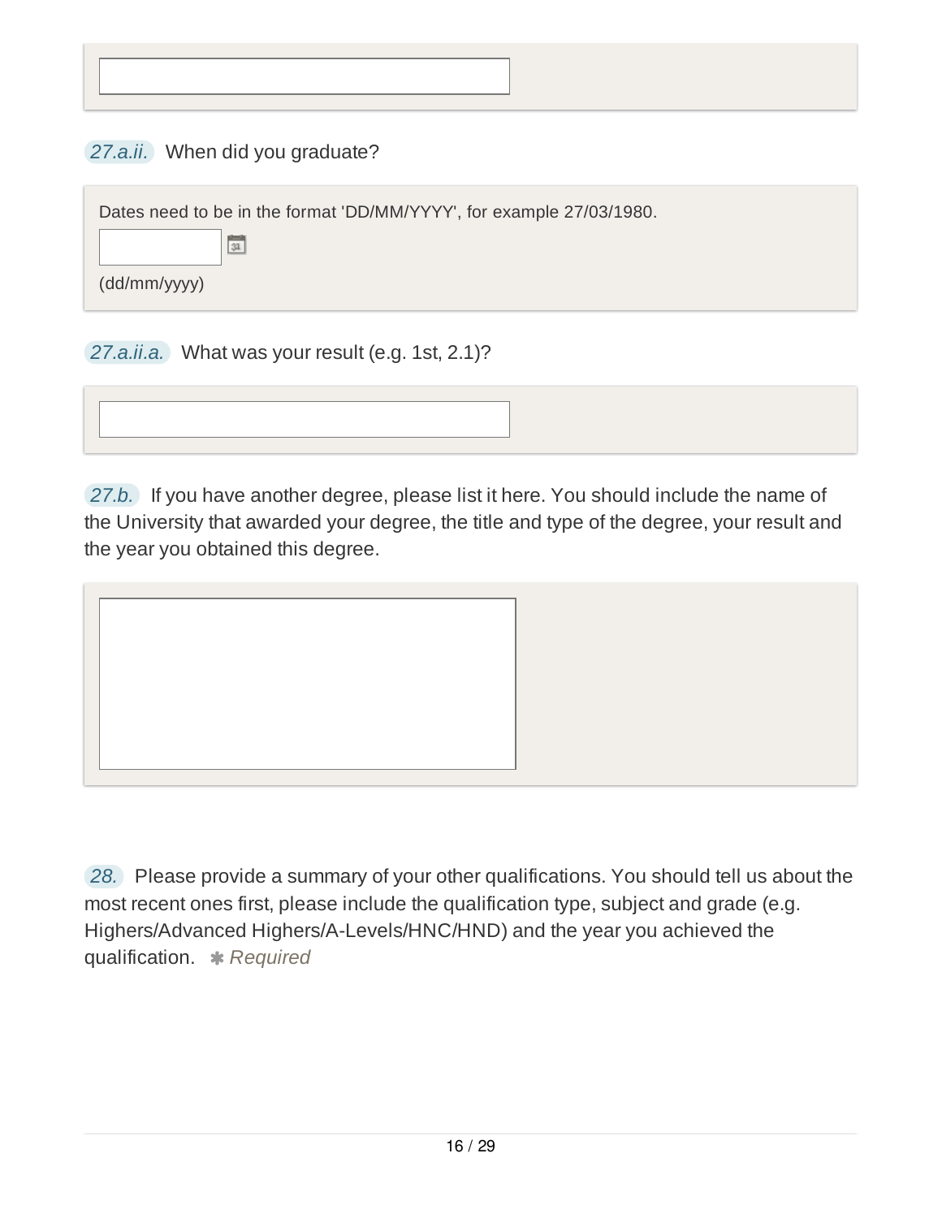27.a.ii. When did you graduate?

Dates need to be in the format 'DD/MM/YYYY', for example 27/03/1980.

(dd/mm/yyyy)

27.a.ii.a. What was your result (e.g. 1st, 2.1)?

27.b. If you have another degree, please list it here. You should include the name of the University that awarded your degree, the title and type of the degree, your result and the year you obtained this degree.

28. Please provide a summary of your other qualifications. You should tell us about the most recent ones first, please include the qualification type, subject and grade (e.g. Highers/Advanced Highers/A-Levels/HNC/HND) and the year you achieved the qualification. ✱ *Required*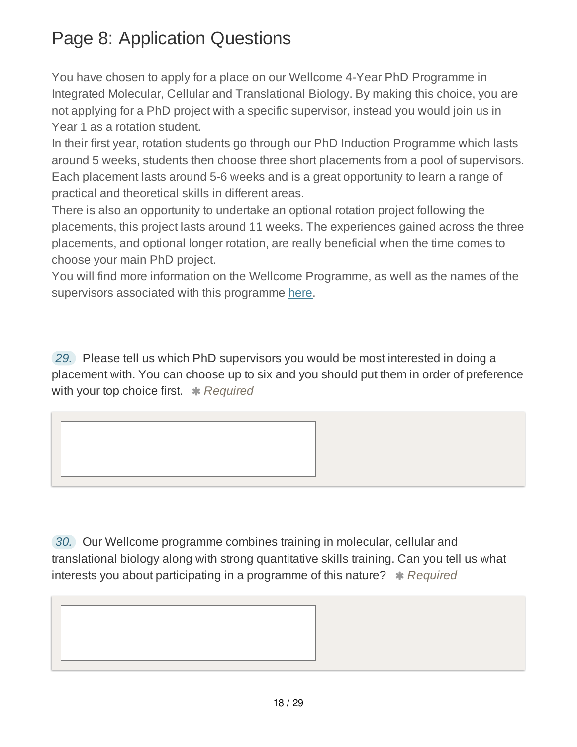# Page 8: Application Questions

You have chosen to apply for a place on our Wellcome 4-Year PhD Programme in Integrated Molecular, Cellular and Translational Biology. By making this choice, you are not applying for a PhD project with a specific supervisor, instead you would join us in Year 1 as a rotation student.

In their first year, rotation students go through our PhD Induction Programme which lasts around 5 weeks, students then choose three short placements from a pool of supervisors. Each placement lasts around 5-6 weeks and is a great opportunity to learn a range of practical and theoretical skills in different areas.

There is also an opportunity to undertake an optional rotation project following the placements, this project lasts around 11 weeks. The experiences gained across the three placements, and optional longer rotation, are really beneficial when the time comes to choose your main PhD project.

You will find more information on the Wellcome Programme, as well as the names of the supervisors associated with this programme [here]().

*29.* Please tell us which PhD supervisors you would be most interested in doing a placement with. You can choose up to six and you should put them in order of preference with your top choice first. ✱ *Required*

*30.* Our Wellcome programme combines training in molecular, cellular and translational biology along with strong quantitative skills training. Can you tell us what interests you about participating in a programme of this nature? ✱ *Required*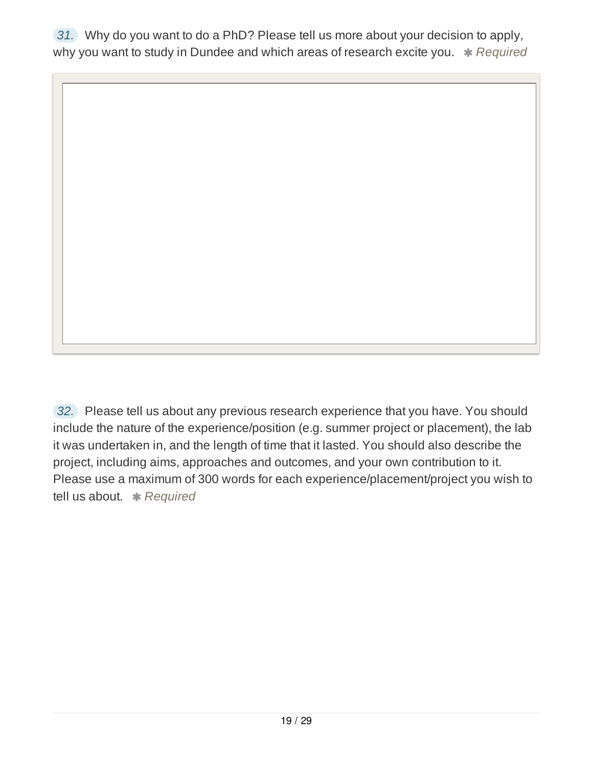31. Why do you want to do a PhD? Please tell us more about your decision to apply, why you want to study in Dundee and which areas of research excite you. * *Required*

32. Please tell us about any previous research experience that you have. You should include the nature of the experience/position (e.g. summer project or placement), the lab it was undertaken in, and the length of time that it lasted. You should also describe the project, including aims, approaches and outcomes, and your own contribution to it. Please use a maximum of 300 words for each experience/placement/project you wish to tell us about. * *Required*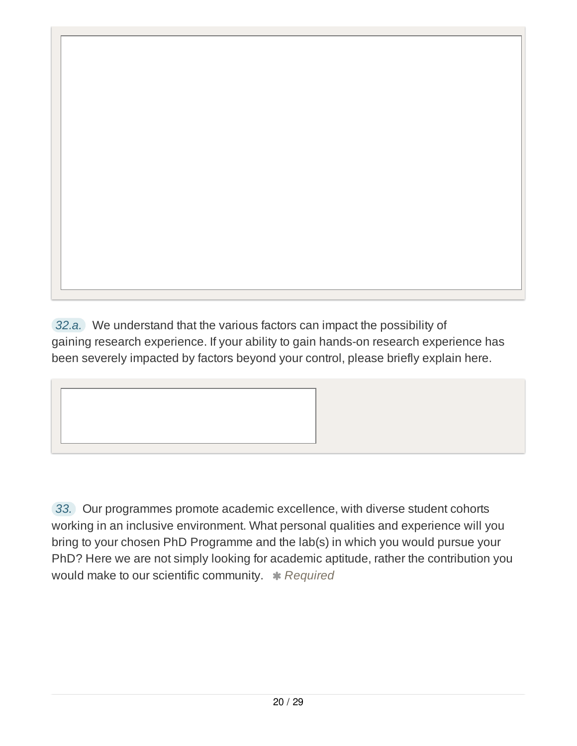32.a. We understand that the various factors can impact the possibility of gaining research experience. If your ability to gain hands-on research experience has been severely impacted by factors beyond your control, please briefly explain here.

33. Our programmes promote academic excellence, with diverse student cohorts working in an inclusive environment. What personal qualities and experience will you bring to your chosen PhD Programme and the lab(s) in which you would pursue your PhD? Here we are not simply looking for academic aptitude, rather the contribution you would make to our scientific community. ✱ *Required*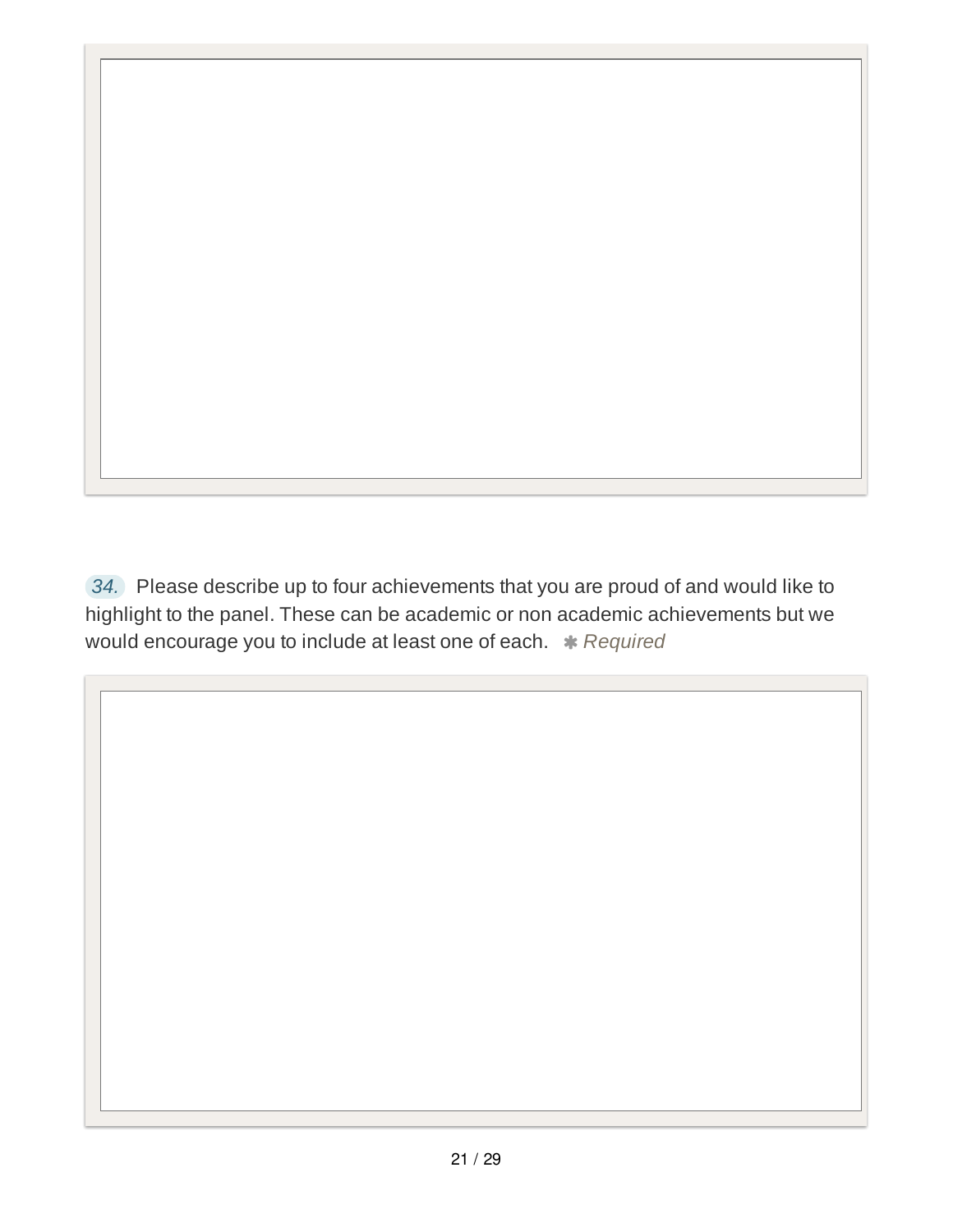34. Please describe up to four achievements that you are proud of and would like to highlight to the panel. These can be academic or non academic achievements but we would encourage you to include at least one of each. ✱ *Required*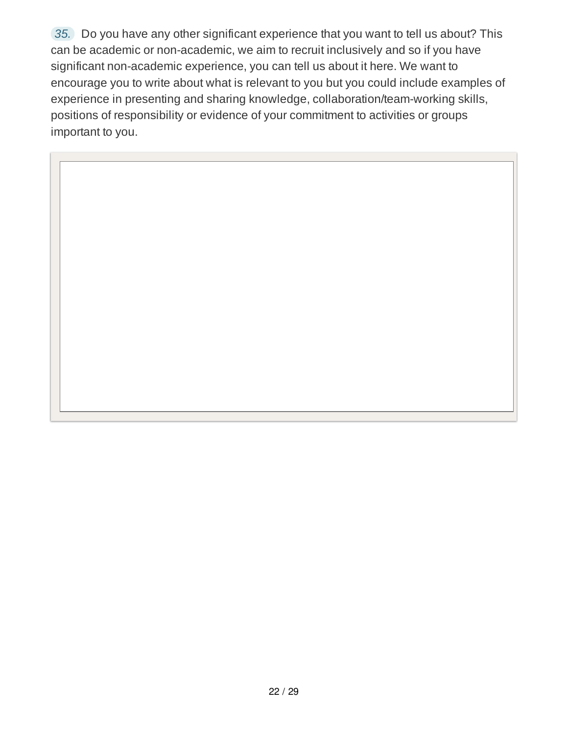35. Do you have any other significant experience that you want to tell us about? This can be academic or non-academic, we aim to recruit inclusively and so if you have significant non-academic experience, you can tell us about it here. We want to encourage you to write about what is relevant to you but you could include examples of experience in presenting and sharing knowledge, collaboration/team-working skills, positions of responsibility or evidence of your commitment to activities or groups important to you.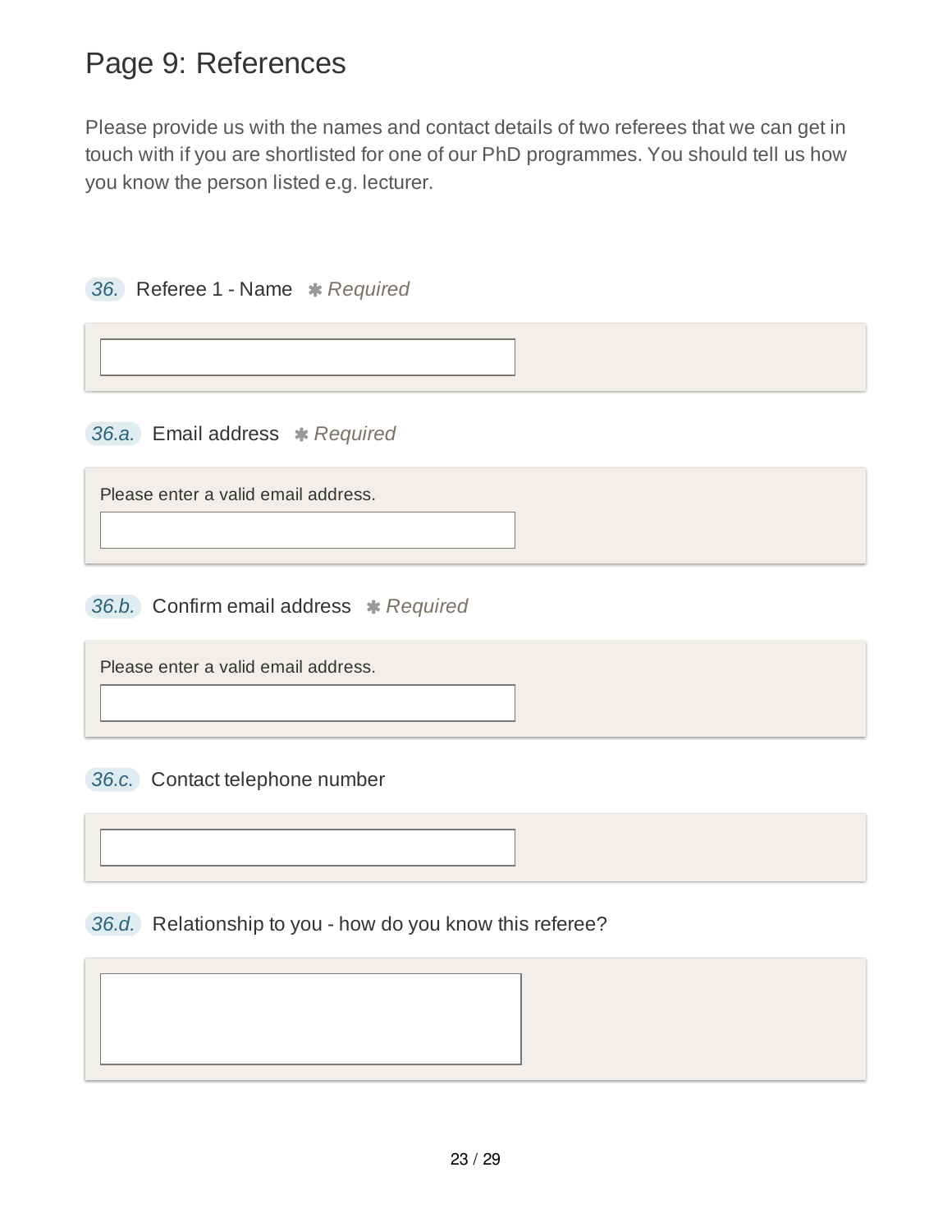# Page 9: References

Please provide us with the names and contact details of two referees that we can get in touch with if you are shortlisted for one of our PhD programmes. You should tell us how you know the person listed e.g. lecturer.

**36.** Referee 1 - Name ✱ *Required*

**36.a.** Email address ✱ *Required*

Please enter a valid email address.

**36.b.** Confirm email address ✱ *Required*

Please enter a valid email address.

**36.c.** Contact telephone number

**36.d.** Relationship to you - how do you know this referee?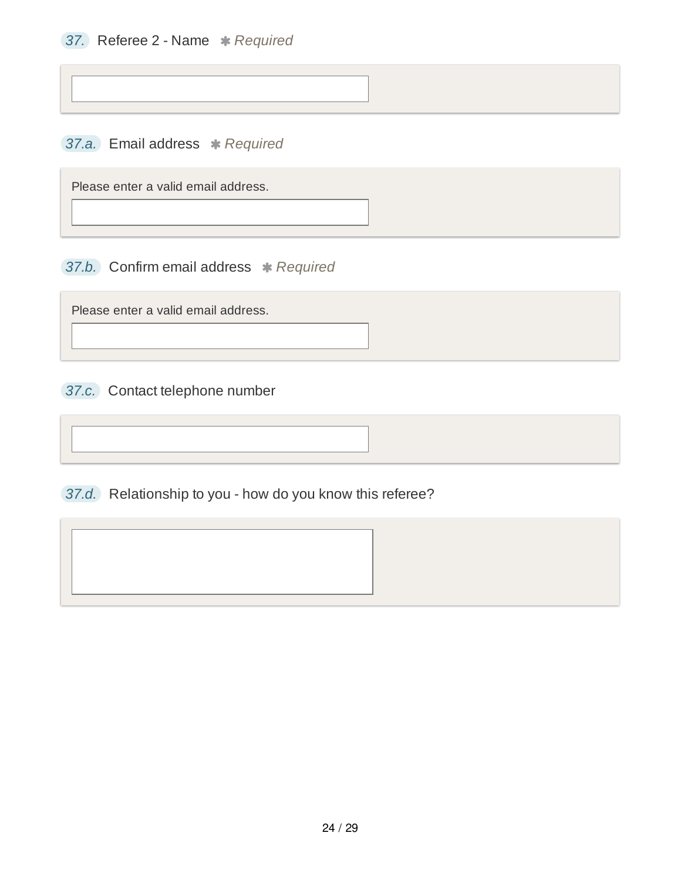37. Referee 2 - Name ✱ *Required*

37.a. Email address ✱ *Required*

Please enter a valid email address.

37.b. Confirm email address ✱ *Required*

Please enter a valid email address.

37.c. Contact telephone number

37.d. Relationship to you - how do you know this referee?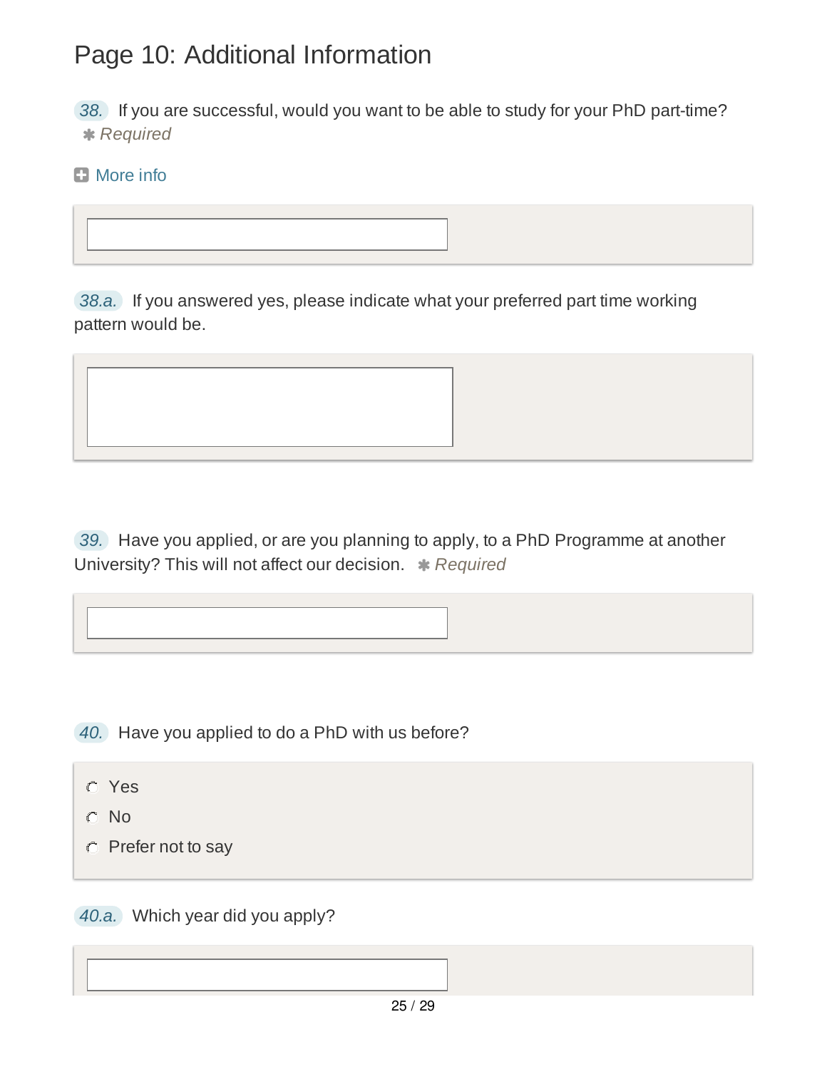# Page 10: Additional Information

*38.* If you are successful, would you want to be able to study for your PhD part-time?
✱ *Required*

More info

*38.a.* If you answered yes, please indicate what your preferred part time working pattern would be.

*39.* Have you applied, or are you planning to apply, to a PhD Programme at another University? This will not affect our decision. ✱ *Required*

*40.* Have you applied to do a PhD with us before?

- Yes
- No
- Prefer not to say

*40.a.* Which year did you apply?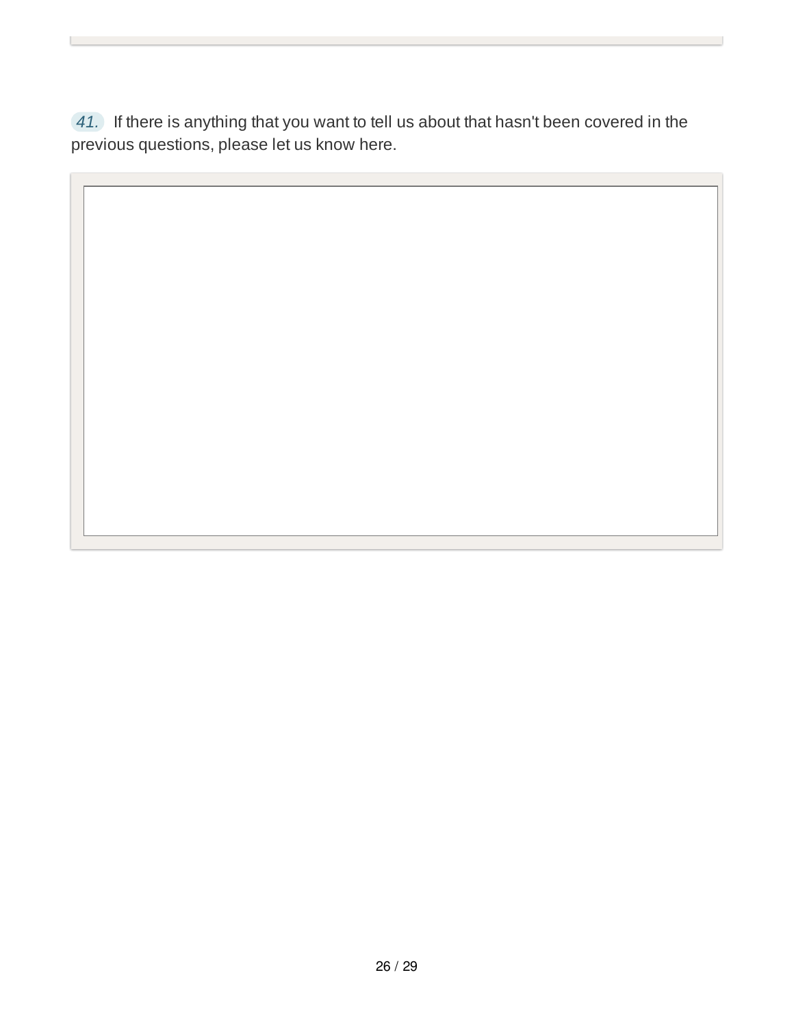41. If there is anything that you want to tell us about that hasn't been covered in the previous questions, please let us know here.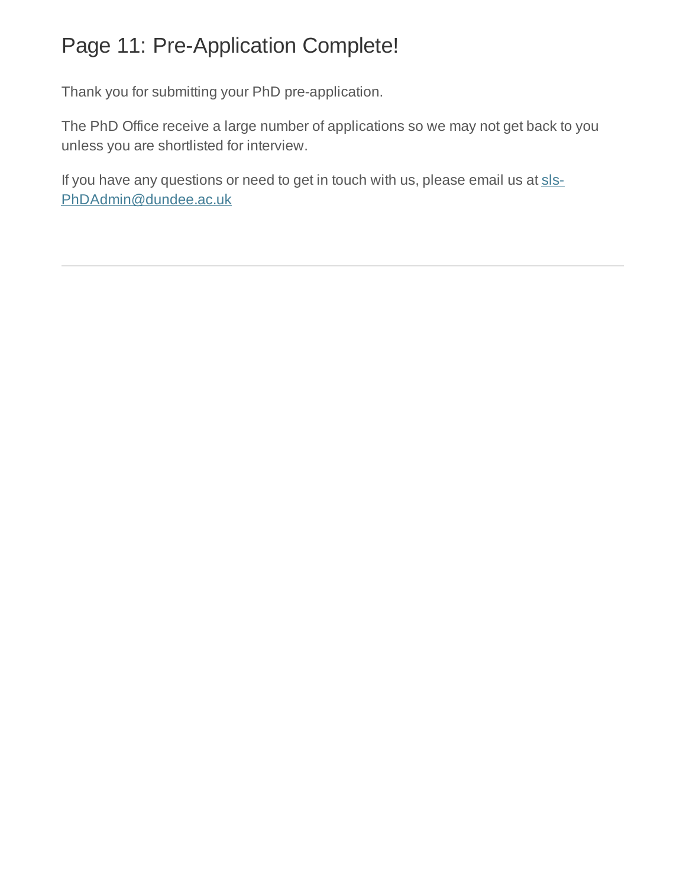## Page 11: Pre-Application Complete!

Thank you for submitting your PhD pre-application.

The PhD Office receive a large number of applications so we may not get back to you unless you are shortlisted for interview.

If you have any questions or need to get in touch with us, please email us at [sls-PhDAdmin@dundee.ac.uk](mailto:sls-PhDAdmin@dundee.ac.uk)